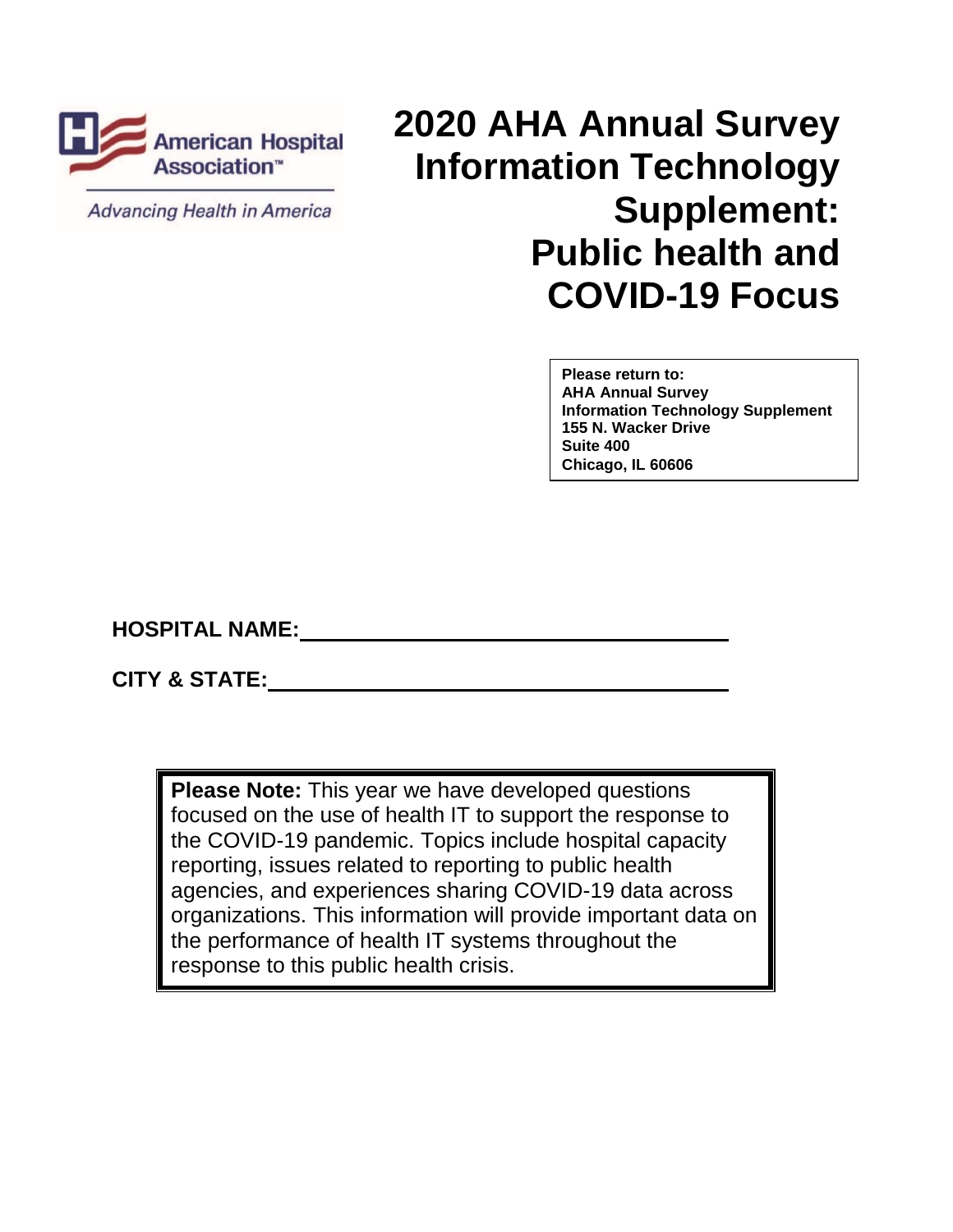American Hospital Association™

*Advancing Health in America*

# 2020 AHA Annual Survey Information Technology Supplement: Public health and COVID-19 Focus

**Please return to:**
**AHA Annual Survey**
**Information Technology Supplement**
**155 N. Wacker Drive**
**Suite 400**
**Chicago, IL 60606**

**HOSPITAL NAME:** ________________________________

**CITY & STATE:** ________________________________

**Please Note:** This year we have developed questions focused on the use of health IT to support the response to the COVID-19 pandemic. Topics include hospital capacity reporting, issues related to reporting to public health agencies, and experiences sharing COVID-19 data across organizations. This information will provide important data on the performance of health IT systems throughout the response to this public health crisis.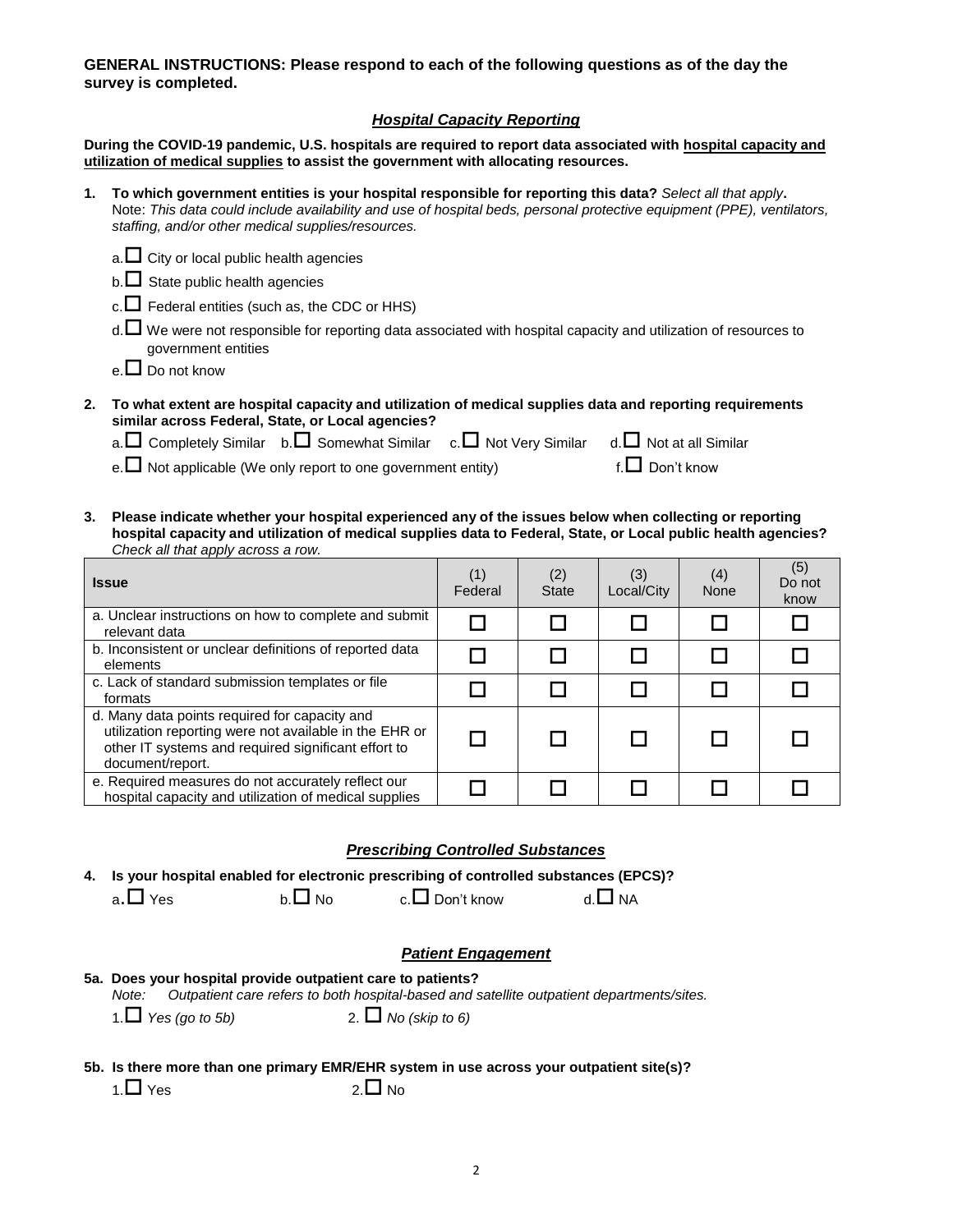**GENERAL INSTRUCTIONS: Please respond to each of the following questions as of the day the survey is completed.**

## *Hospital Capacity Reporting*

**During the COVID-19 pandemic, U.S. hospitals are required to report data associated with hospital capacity and utilization of medical supplies to assist the government with allocating resources.**

**1. To which government entities is your hospital responsible for reporting this data?** *Select all that apply*.
Note: *This data could include availability and use of hospital beds, personal protective equipment (PPE), ventilators, staffing, and/or other medical supplies/resources.*

- a. ☐ City or local public health agencies
- b. ☐ State public health agencies
- c. ☐ Federal entities (such as, the CDC or HHS)
- d. ☐ We were not responsible for reporting data associated with hospital capacity and utilization of resources to government entities
- e. ☐ Do not know

**2. To what extent are hospital capacity and utilization of medical supplies data and reporting requirements similar across Federal, State, or Local agencies?**

a. ☐ Completely Similar  b. ☐ Somewhat Similar  c. ☐ Not Very Similar  d. ☐ Not at all Similar

e. ☐ Not applicable (We only report to one government entity)  f. ☐ Don't know

**3. Please indicate whether your hospital experienced any of the issues below when collecting or reporting hospital capacity and utilization of medical supplies data to Federal, State, or Local public health agencies?** *Check all that apply across a row.*

| Issue | (1) Federal | (2) State | (3) Local/City | (4) None | (5) Do not know |
|---|---|---|---|---|---|
| a. Unclear instructions on how to complete and submit relevant data | ☐ | ☐ | ☐ | ☐ | ☐ |
| b. Inconsistent or unclear definitions of reported data elements | ☐ | ☐ | ☐ | ☐ | ☐ |
| c. Lack of standard submission templates or file formats | ☐ | ☐ | ☐ | ☐ | ☐ |
| d. Many data points required for capacity and utilization reporting were not available in the EHR or other IT systems and required significant effort to document/report. | ☐ | ☐ | ☐ | ☐ | ☐ |
| e. Required measures do not accurately reflect our hospital capacity and utilization of medical supplies | ☐ | ☐ | ☐ | ☐ | ☐ |

## *Prescribing Controlled Substances*

**4. Is your hospital enabled for electronic prescribing of controlled substances (EPCS)?**

a. ☐ Yes  b. ☐ No  c. ☐ Don't know  d. ☐ NA

## *Patient Engagement*

**5a. Does your hospital provide outpatient care to patients?**
*Note: Outpatient care refers to both hospital-based and satellite outpatient departments/sites.*

1. ☐ *Yes (go to 5b)*  2. ☐ *No (skip to 6)*

**5b. Is there more than one primary EMR/EHR system in use across your outpatient site(s)?**

1. ☐ Yes  2. ☐ No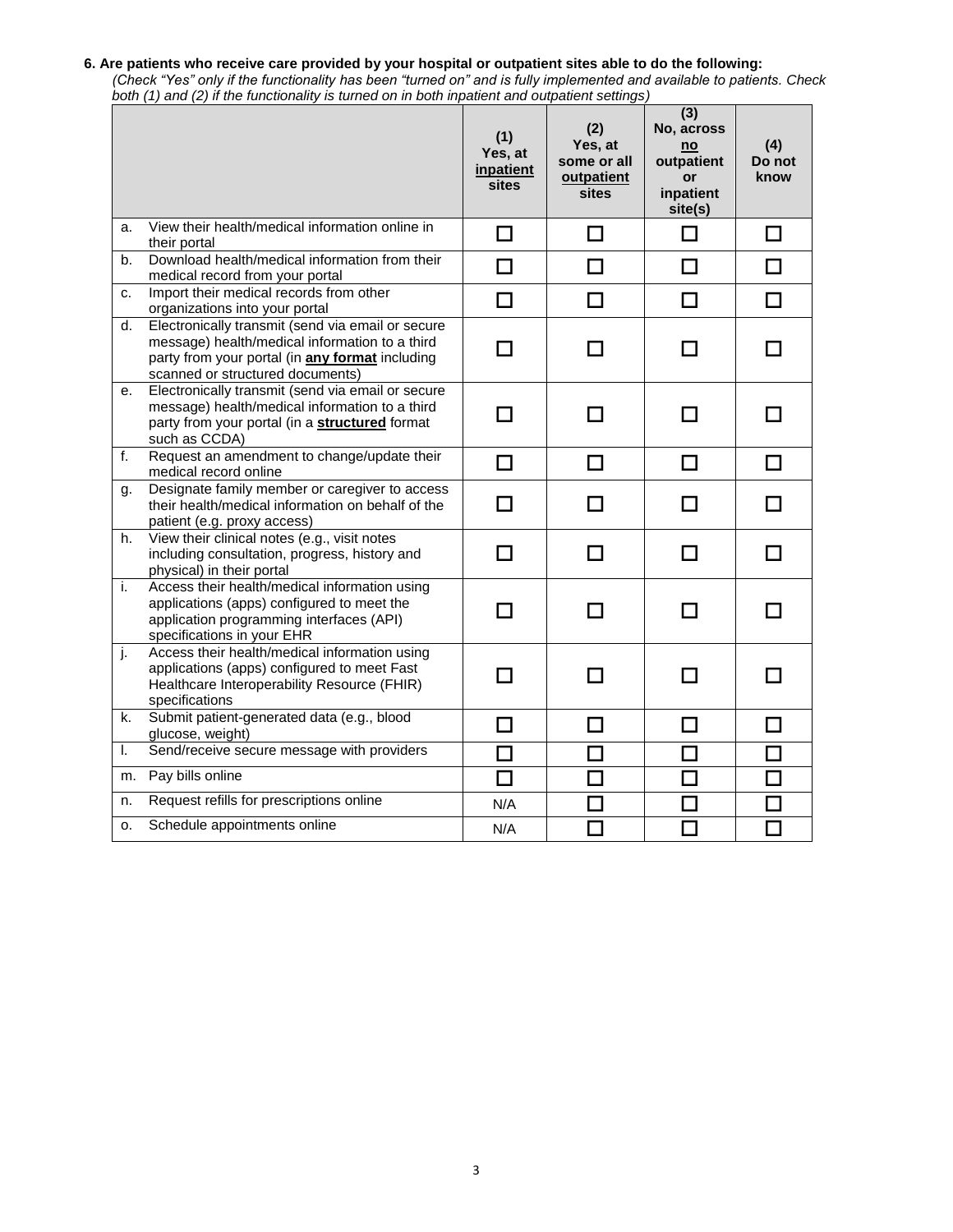**6. Are patients who receive care provided by your hospital or outpatient sites able to do the following:**

*(Check "Yes" only if the functionality has been "turned on" and is fully implemented and available to patients. Check both (1) and (2) if the functionality is turned on in both inpatient and outpatient settings)*

| | (1) Yes, at <u>inpatient</u> sites | (2) Yes, at some or all <u>outpatient</u> sites | (3) No, across <u>no</u> outpatient or inpatient site(s) | (4) Do not know |
|---|---|---|---|---|
| a. View their health/medical information online in their portal | ☐ | ☐ | ☐ | ☐ |
| b. Download health/medical information from their medical record from your portal | ☐ | ☐ | ☐ | ☐ |
| c. Import their medical records from other organizations into your portal | ☐ | ☐ | ☐ | ☐ |
| d. Electronically transmit (send via email or secure message) health/medical information to a third party from your portal (in **<u>any format</u>** including scanned or structured documents) | ☐ | ☐ | ☐ | ☐ |
| e. Electronically transmit (send via email or secure message) health/medical information to a third party from your portal (in a **<u>structured</u>** format such as CCDA) | ☐ | ☐ | ☐ | ☐ |
| f. Request an amendment to change/update their medical record online | ☐ | ☐ | ☐ | ☐ |
| g. Designate family member or caregiver to access their health/medical information on behalf of the patient (e.g. proxy access) | ☐ | ☐ | ☐ | ☐ |
| h. View their clinical notes (e.g., visit notes including consultation, progress, history and physical) in their portal | ☐ | ☐ | ☐ | ☐ |
| i. Access their health/medical information using applications (apps) configured to meet the application programming interfaces (API) specifications in your EHR | ☐ | ☐ | ☐ | ☐ |
| j. Access their health/medical information using applications (apps) configured to meet Fast Healthcare Interoperability Resource (FHIR) specifications | ☐ | ☐ | ☐ | ☐ |
| k. Submit patient-generated data (e.g., blood glucose, weight) | ☐ | ☐ | ☐ | ☐ |
| l. Send/receive secure message with providers | ☐ | ☐ | ☐ | ☐ |
| m. Pay bills online | ☐ | ☐ | ☐ | ☐ |
| n. Request refills for prescriptions online | N/A | ☐ | ☐ | ☐ |
| o. Schedule appointments online | N/A | ☐ | ☐ | ☐ |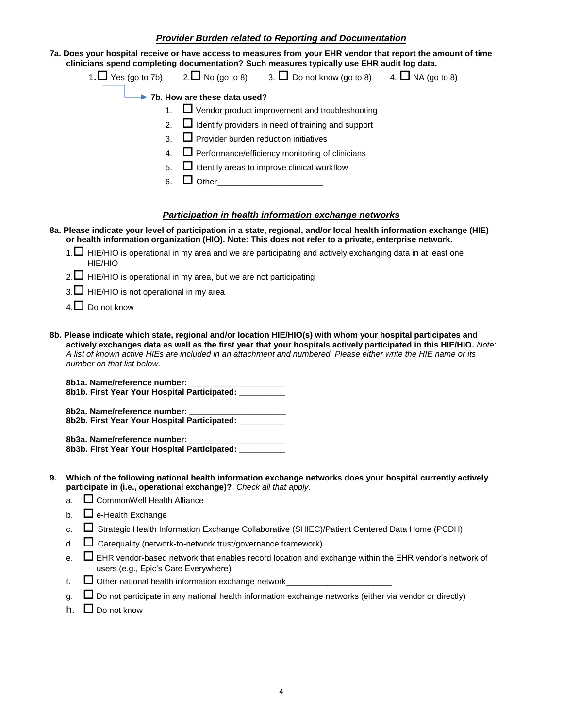## ***Provider Burden related to Reporting and Documentation***

**7a. Does your hospital receive or have access to measures from your EHR vendor that report the amount of time clinicians spend completing documentation? Such measures typically use EHR audit log data.**

1. ☐ Yes (go to 7b)    2. ☐ No (go to 8)    3. ☐ Do not know (go to 8)    4. ☐ NA (go to 8)

**7b. How are these data used?**

1. ☐ Vendor product improvement and troubleshooting
2. ☐ Identify providers in need of training and support
3. ☐ Provider burden reduction initiatives
4. ☐ Performance/efficiency monitoring of clinicians
5. ☐ Identify areas to improve clinical workflow
6. ☐ Other______________________

## ***Participation in health information exchange networks***

**8a. Please indicate your level of participation in a state, regional, and/or local health information exchange (HIE) or health information organization (HIO). Note: This does not refer to a private, enterprise network.**

1. ☐ HIE/HIO is operational in my area and we are participating and actively exchanging data in at least one HIE/HIO
2. ☐ HIE/HIO is operational in my area, but we are not participating
3. ☐ HIE/HIO is not operational in my area
4. ☐ Do not know

**8b. Please indicate which state, regional and/or location HIE/HIO(s) with whom your hospital participates and actively exchanges data as well as the first year that your hospitals actively participated in this HIE/HIO.** *Note: A list of known active HIEs are included in an attachment and numbered. Please either write the HIE name or its number on that list below.*

**8b1a. Name/reference number: ____________________**
**8b1b. First Year Your Hospital Participated: __________**

**8b2a. Name/reference number: ____________________**
**8b2b. First Year Your Hospital Participated: __________**

**8b3a. Name/reference number: ____________________**
**8b3b. First Year Your Hospital Participated: __________**

**9. Which of the following national health information exchange networks does your hospital currently actively participate in (i.e., operational exchange)?** *Check all that apply.*

a. ☐ CommonWell Health Alliance
b. ☐ e-Health Exchange
c. ☐ Strategic Health Information Exchange Collaborative (SHIEC)/Patient Centered Data Home (PCDH)
d. ☐ Carequality (network-to-network trust/governance framework)
e. ☐ EHR vendor-based network that enables record location and exchange <u>within</u> the EHR vendor's network of users (e.g., Epic's Care Everywhere)
f. ☐ Other national health information exchange network______________________
g. ☐ Do not participate in any national health information exchange networks (either via vendor or directly)
h. ☐ Do not know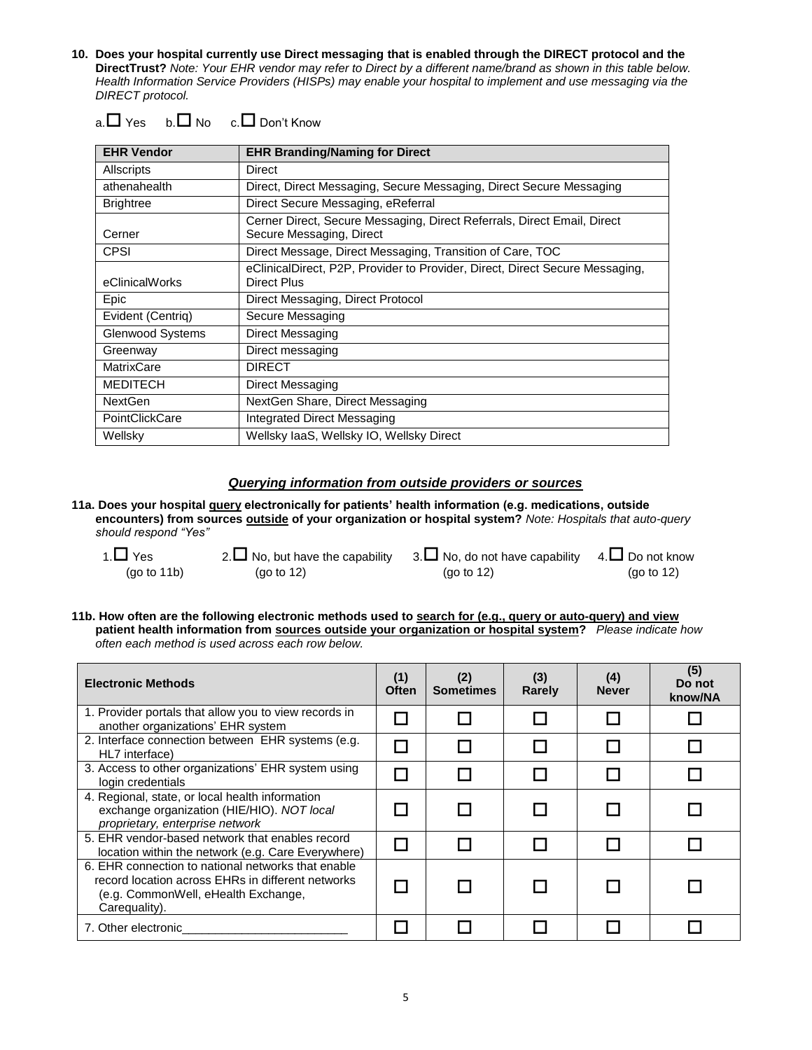**10. Does your hospital currently use Direct messaging that is enabled through the DIRECT protocol and the DirectTrust?** *Note: Your EHR vendor may refer to Direct by a different name/brand as shown in this table below. Health Information Service Providers (HISPs) may enable your hospital to implement and use messaging via the DIRECT protocol.*

a.☐ Yes  b.☐ No  c.☐ Don't Know

| EHR Vendor | EHR Branding/Naming for Direct |
|---|---|
| Allscripts | Direct |
| athenahealth | Direct, Direct Messaging, Secure Messaging, Direct Secure Messaging |
| Brightree | Direct Secure Messaging, eReferral |
| Cerner | Cerner Direct, Secure Messaging, Direct Referrals, Direct Email, Direct Secure Messaging, Direct |
| CPSI | Direct Message, Direct Messaging, Transition of Care, TOC |
| eClinicalWorks | eClinicalDirect, P2P, Provider to Provider, Direct, Direct Secure Messaging, Direct Plus |
| Epic | Direct Messaging, Direct Protocol |
| Evident (Centriq) | Secure Messaging |
| Glenwood Systems | Direct Messaging |
| Greenway | Direct messaging |
| MatrixCare | DIRECT |
| MEDITECH | Direct Messaging |
| NextGen | NextGen Share, Direct Messaging |
| PointClickCare | Integrated Direct Messaging |
| Wellsky | Wellsky IaaS, Wellsky IO, Wellsky Direct |

## *Querying information from outside providers or sources*

**11a. Does your hospital query electronically for patients' health information (e.g. medications, outside encounters) from sources outside of your organization or hospital system?** *Note: Hospitals that auto-query should respond "Yes"*

1.☐ Yes (go to 11b)  2.☐ No, but have the capability (go to 12)  3.☐ No, do not have capability (go to 12)  4.☐ Do not know (go to 12)

**11b. How often are the following electronic methods used to search for (e.g., query or auto-query) and view patient health information from sources outside your organization or hospital system?** *Please indicate how often each method is used across each row below.*

| Electronic Methods | (1) Often | (2) Sometimes | (3) Rarely | (4) Never | (5) Do not know/NA |
|---|---|---|---|---|---|
| 1. Provider portals that allow you to view records in another organizations' EHR system | ☐ | ☐ | ☐ | ☐ | ☐ |
| 2. Interface connection between EHR systems (e.g. HL7 interface) | ☐ | ☐ | ☐ | ☐ | ☐ |
| 3. Access to other organizations' EHR system using login credentials | ☐ | ☐ | ☐ | ☐ | ☐ |
| 4. Regional, state, or local health information exchange organization (HIE/HIO). *NOT local proprietary, enterprise network* | ☐ | ☐ | ☐ | ☐ | ☐ |
| 5. EHR vendor-based network that enables record location within the network (e.g. Care Everywhere) | ☐ | ☐ | ☐ | ☐ | ☐ |
| 6. EHR connection to national networks that enable record location across EHRs in different networks (e.g. CommonWell, eHealth Exchange, Carequality). | ☐ | ☐ | ☐ | ☐ | ☐ |
| 7. Other electronic________________________ | ☐ | ☐ | ☐ | ☐ | ☐ |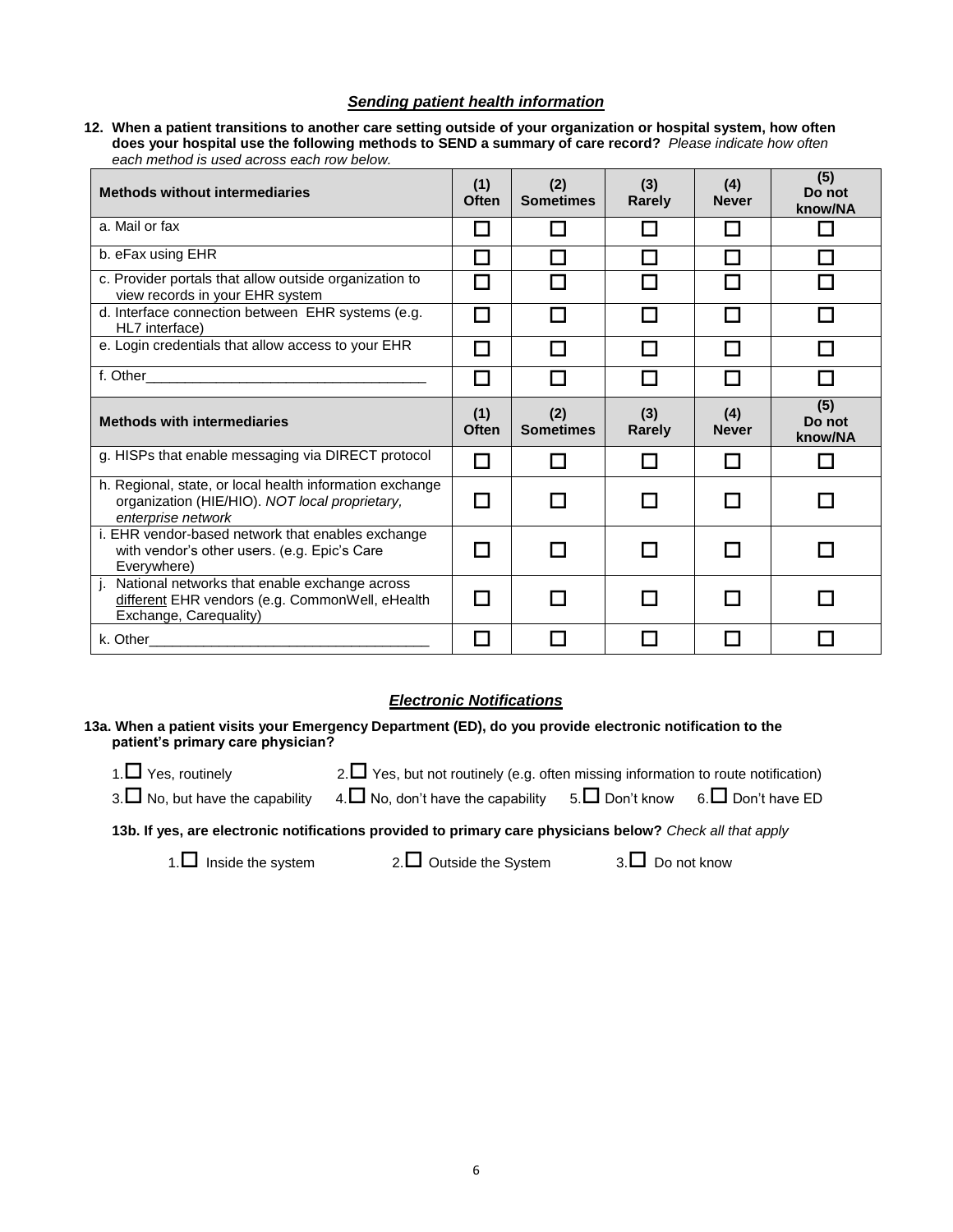### ***Sending patient health information***

**12. When a patient transitions to another care setting outside of your organization or hospital system, how often does your hospital use the following methods to SEND a summary of care record?** *Please indicate how often each method is used across each row below.*

| **Methods without intermediaries** | **(1) Often** | **(2) Sometimes** | **(3) Rarely** | **(4) Never** | **(5) Do not know/NA** |
|---|---|---|---|---|---|
| a. Mail or fax | ☐ | ☐ | ☐ | ☐ | ☐ |
| b. eFax using EHR | ☐ | ☐ | ☐ | ☐ | ☐ |
| c. Provider portals that allow outside organization to view records in your EHR system | ☐ | ☐ | ☐ | ☐ | ☐ |
| d. Interface connection between EHR systems (e.g. HL7 interface) | ☐ | ☐ | ☐ | ☐ | ☐ |
| e. Login credentials that allow access to your EHR | ☐ | ☐ | ☐ | ☐ | ☐ |
| f. Other___________________________________ | ☐ | ☐ | ☐ | ☐ | ☐ |
| **Methods with intermediaries** | **(1) Often** | **(2) Sometimes** | **(3) Rarely** | **(4) Never** | **(5) Do not know/NA** |
| g. HISPs that enable messaging via DIRECT protocol | ☐ | ☐ | ☐ | ☐ | ☐ |
| h. Regional, state, or local health information exchange organization (HIE/HIO). *NOT local proprietary, enterprise network* | ☐ | ☐ | ☐ | ☐ | ☐ |
| i. EHR vendor-based network that enables exchange with vendor's other users. (e.g. Epic's Care Everywhere) | ☐ | ☐ | ☐ | ☐ | ☐ |
| j. National networks that enable exchange across different EHR vendors (e.g. CommonWell, eHealth Exchange, Carequality) | ☐ | ☐ | ☐ | ☐ | ☐ |
| k. Other___________________________________ | ☐ | ☐ | ☐ | ☐ | ☐ |

### ***Electronic Notifications***

**13a. When a patient visits your Emergency Department (ED), do you provide electronic notification to the patient's primary care physician?**

1.☐ Yes, routinely  2.☐ Yes, but not routinely (e.g. often missing information to route notification)

3.☐ No, but have the capability  4.☐ No, don't have the capability  5.☐ Don't know  6.☐ Don't have ED

**13b. If yes, are electronic notifications provided to primary care physicians below?** *Check all that apply*

1.☐ Inside the system  2.☐ Outside the System  3.☐ Do not know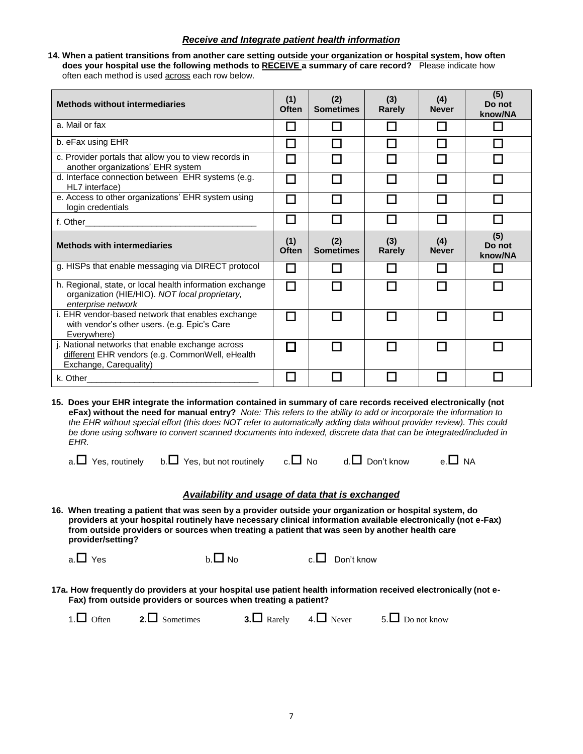### *Receive and Integrate patient health information*

**14. When a patient transitions from another care setting <u>outside your organization or hospital system</u>, how often does your hospital use the following methods to <u>RECEIVE</u> a summary of care record?** Please indicate how often each method is used <u>across</u> each row below.

| **Methods without intermediaries** | **(1) Often** | **(2) Sometimes** | **(3) Rarely** | **(4) Never** | **(5) Do not know/NA** |
|---|---|---|---|---|---|
| a. Mail or fax | ☐ | ☐ | ☐ | ☐ | ☐ |
| b. eFax using EHR | ☐ | ☐ | ☐ | ☐ | ☐ |
| c. Provider portals that allow you to view records in another organizations' EHR system | ☐ | ☐ | ☐ | ☐ | ☐ |
| d. Interface connection between EHR systems (e.g. HL7 interface) | ☐ | ☐ | ☐ | ☐ | ☐ |
| e. Access to other organizations' EHR system using login credentials | ☐ | ☐ | ☐ | ☐ | ☐ |
| f. Other___________________________________ | ☐ | ☐ | ☐ | ☐ | ☐ |
| **Methods with intermediaries** | **(1) Often** | **(2) Sometimes** | **(3) Rarely** | **(4) Never** | **(5) Do not know/NA** |
| g. HISPs that enable messaging via DIRECT protocol | ☐ | ☐ | ☐ | ☐ | ☐ |
| h. Regional, state, or local health information exchange organization (HIE/HIO). *NOT local proprietary, enterprise network* | ☐ | ☐ | ☐ | ☐ | ☐ |
| i. EHR vendor-based network that enables exchange with vendor's other users. (e.g. Epic's Care Everywhere) | ☐ | ☐ | ☐ | ☐ | ☐ |
| j. National networks that enable exchange across <u>different</u> EHR vendors (e.g. CommonWell, eHealth Exchange, Carequality) | ☐ | ☐ | ☐ | ☐ | ☐ |
| k. Other___________________________________ | ☐ | ☐ | ☐ | ☐ | ☐ |

**15. Does your EHR integrate the information contained in summary of care records received electronically (not eFax) without the need for manual entry?** *Note: This refers to the ability to add or incorporate the information to the EHR without special effort (this does NOT refer to automatically adding data without provider review). This could be done using software to convert scanned documents into indexed, discrete data that can be integrated/included in EHR.*

a.☐ Yes, routinely b.☐ Yes, but not routinely c.☐ No d.☐ Don't know e.☐ NA

### *Availability and usage of data that is exchanged*

**16. When treating a patient that was seen by a provider outside your organization or hospital system, do providers at your hospital routinely have necessary clinical information available electronically (not e-Fax) from outside providers or sources when treating a patient that was seen by another health care provider/setting?**

a.☐ Yes b.☐ No c.☐ Don't know

**17a. How frequently do providers at your hospital use patient health information received electronically (not e-Fax) from outside providers or sources when treating a patient?**

1.☐ Often 2.☐ Sometimes 3.☐ Rarely 4.☐ Never 5.☐ Do not know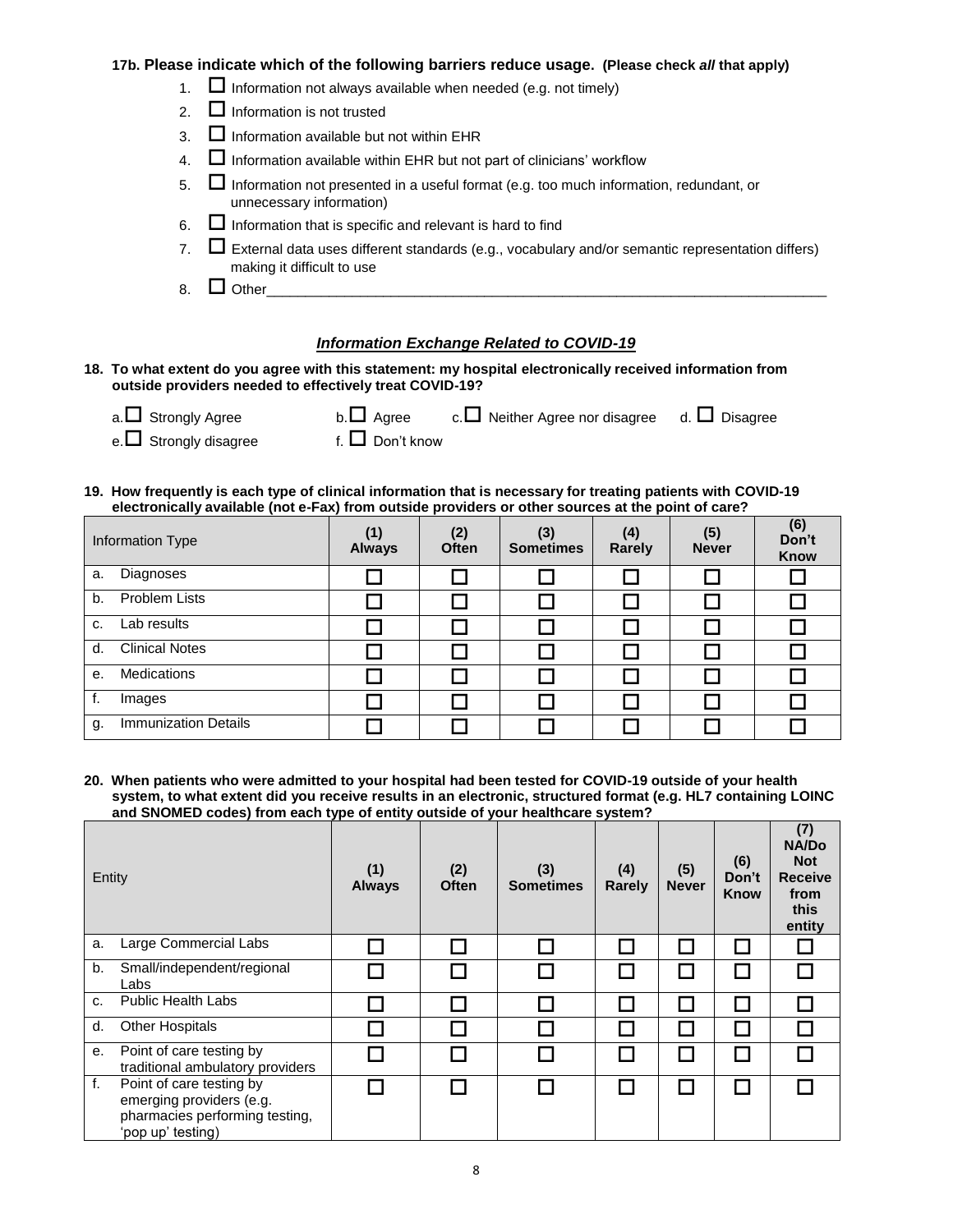**17b. Please indicate which of the following barriers reduce usage. (Please check *all* that apply)**

1. ☐ Information not always available when needed (e.g. not timely)
2. ☐ Information is not trusted
3. ☐ Information available but not within EHR
4. ☐ Information available within EHR but not part of clinicians' workflow
5. ☐ Information not presented in a useful format (e.g. too much information, redundant, or unnecessary information)
6. ☐ Information that is specific and relevant is hard to find
7. ☐ External data uses different standards (e.g., vocabulary and/or semantic representation differs) making it difficult to use
8. ☐ Other___________________________________________________________________________

## *Information Exchange Related to COVID-19*

**18. To what extent do you agree with this statement: my hospital electronically received information from outside providers needed to effectively treat COVID-19?**

a. ☐ Strongly Agree b. ☐ Agree c. ☐ Neither Agree nor disagree d. ☐ Disagree
e. ☐ Strongly disagree f. ☐ Don't know

**19. How frequently is each type of clinical information that is necessary for treating patients with COVID-19 electronically available (not e-Fax) from outside providers or other sources at the point of care?**

| Information Type | (1) Always | (2) Often | (3) Sometimes | (4) Rarely | (5) Never | (6) Don't Know |
|---|---|---|---|---|---|---|
| a. Diagnoses | ☐ | ☐ | ☐ | ☐ | ☐ | ☐ |
| b. Problem Lists | ☐ | ☐ | ☐ | ☐ | ☐ | ☐ |
| c. Lab results | ☐ | ☐ | ☐ | ☐ | ☐ | ☐ |
| d. Clinical Notes | ☐ | ☐ | ☐ | ☐ | ☐ | ☐ |
| e. Medications | ☐ | ☐ | ☐ | ☐ | ☐ | ☐ |
| f. Images | ☐ | ☐ | ☐ | ☐ | ☐ | ☐ |
| g. Immunization Details | ☐ | ☐ | ☐ | ☐ | ☐ | ☐ |

**20. When patients who were admitted to your hospital had been tested for COVID-19 outside of your health system, to what extent did you receive results in an electronic, structured format (e.g. HL7 containing LOINC and SNOMED codes) from each type of entity outside of your healthcare system?**

| Entity | (1) Always | (2) Often | (3) Sometimes | (4) Rarely | (5) Never | (6) Don't Know | (7) NA/Do Not Receive from this entity |
|---|---|---|---|---|---|---|---|
| a. Large Commercial Labs | ☐ | ☐ | ☐ | ☐ | ☐ | ☐ | ☐ |
| b. Small/independent/regional Labs | ☐ | ☐ | ☐ | ☐ | ☐ | ☐ | ☐ |
| c. Public Health Labs | ☐ | ☐ | ☐ | ☐ | ☐ | ☐ | ☐ |
| d. Other Hospitals | ☐ | ☐ | ☐ | ☐ | ☐ | ☐ | ☐ |
| e. Point of care testing by traditional ambulatory providers | ☐ | ☐ | ☐ | ☐ | ☐ | ☐ | ☐ |
| f. Point of care testing by emerging providers (e.g. pharmacies performing testing, 'pop up' testing) | ☐ | ☐ | ☐ | ☐ | ☐ | ☐ | ☐ |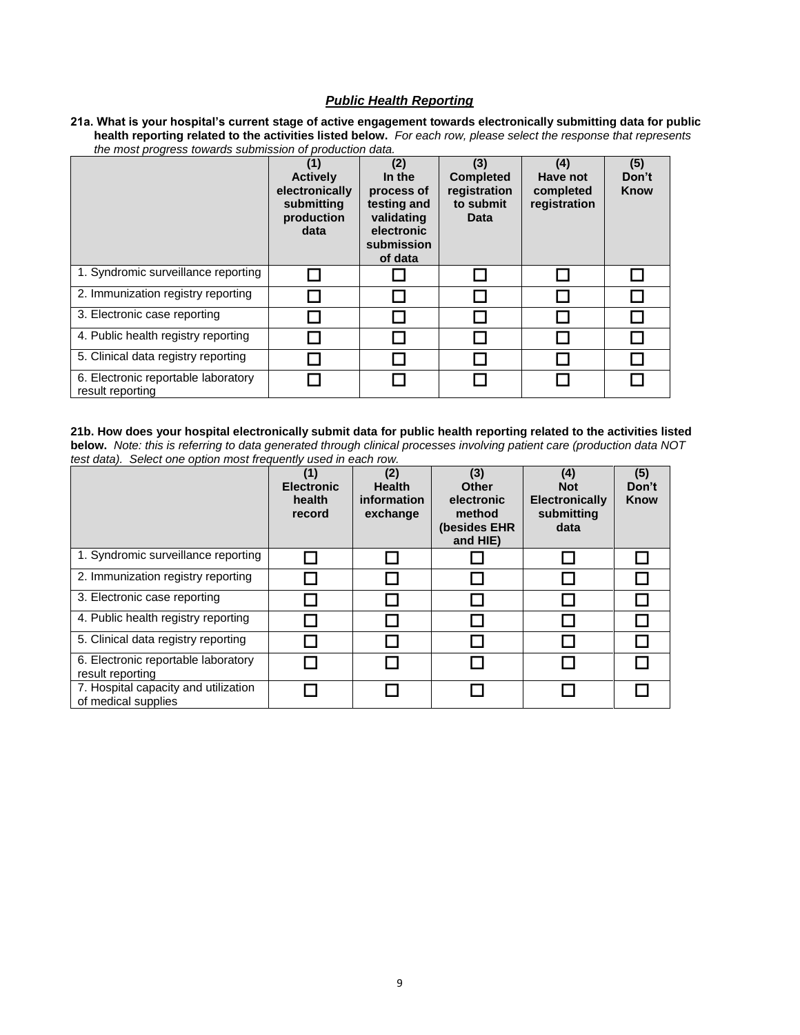## ***Public Health Reporting***

**21a. What is your hospital's current stage of active engagement towards electronically submitting data for public health reporting related to the activities listed below.** *For each row, please select the response that represents the most progress towards submission of production data.*

| | (1) Actively electronically submitting production data | (2) In the process of testing and validating electronic submission of data | (3) Completed registration to submit Data | (4) Have not completed registration | (5) Don't Know |
|---|---|---|---|---|---|
| 1. Syndromic surveillance reporting | ☐ | ☐ | ☐ | ☐ | ☐ |
| 2. Immunization registry reporting | ☐ | ☐ | ☐ | ☐ | ☐ |
| 3. Electronic case reporting | ☐ | ☐ | ☐ | ☐ | ☐ |
| 4. Public health registry reporting | ☐ | ☐ | ☐ | ☐ | ☐ |
| 5. Clinical data registry reporting | ☐ | ☐ | ☐ | ☐ | ☐ |
| 6. Electronic reportable laboratory result reporting | ☐ | ☐ | ☐ | ☐ | ☐ |

**21b. How does your hospital electronically submit data for public health reporting related to the activities listed below.** *Note: this is referring to data generated through clinical processes involving patient care (production data NOT test data). Select one option most frequently used in each row.*

| | (1) Electronic health record | (2) Health information exchange | (3) Other electronic method (besides EHR and HIE) | (4) Not Electronically submitting data | (5) Don't Know |
|---|---|---|---|---|---|
| 1. Syndromic surveillance reporting | ☐ | ☐ | ☐ | ☐ | ☐ |
| 2. Immunization registry reporting | ☐ | ☐ | ☐ | ☐ | ☐ |
| 3. Electronic case reporting | ☐ | ☐ | ☐ | ☐ | ☐ |
| 4. Public health registry reporting | ☐ | ☐ | ☐ | ☐ | ☐ |
| 5. Clinical data registry reporting | ☐ | ☐ | ☐ | ☐ | ☐ |
| 6. Electronic reportable laboratory result reporting | ☐ | ☐ | ☐ | ☐ | ☐ |
| 7. Hospital capacity and utilization of medical supplies | ☐ | ☐ | ☐ | ☐ | ☐ |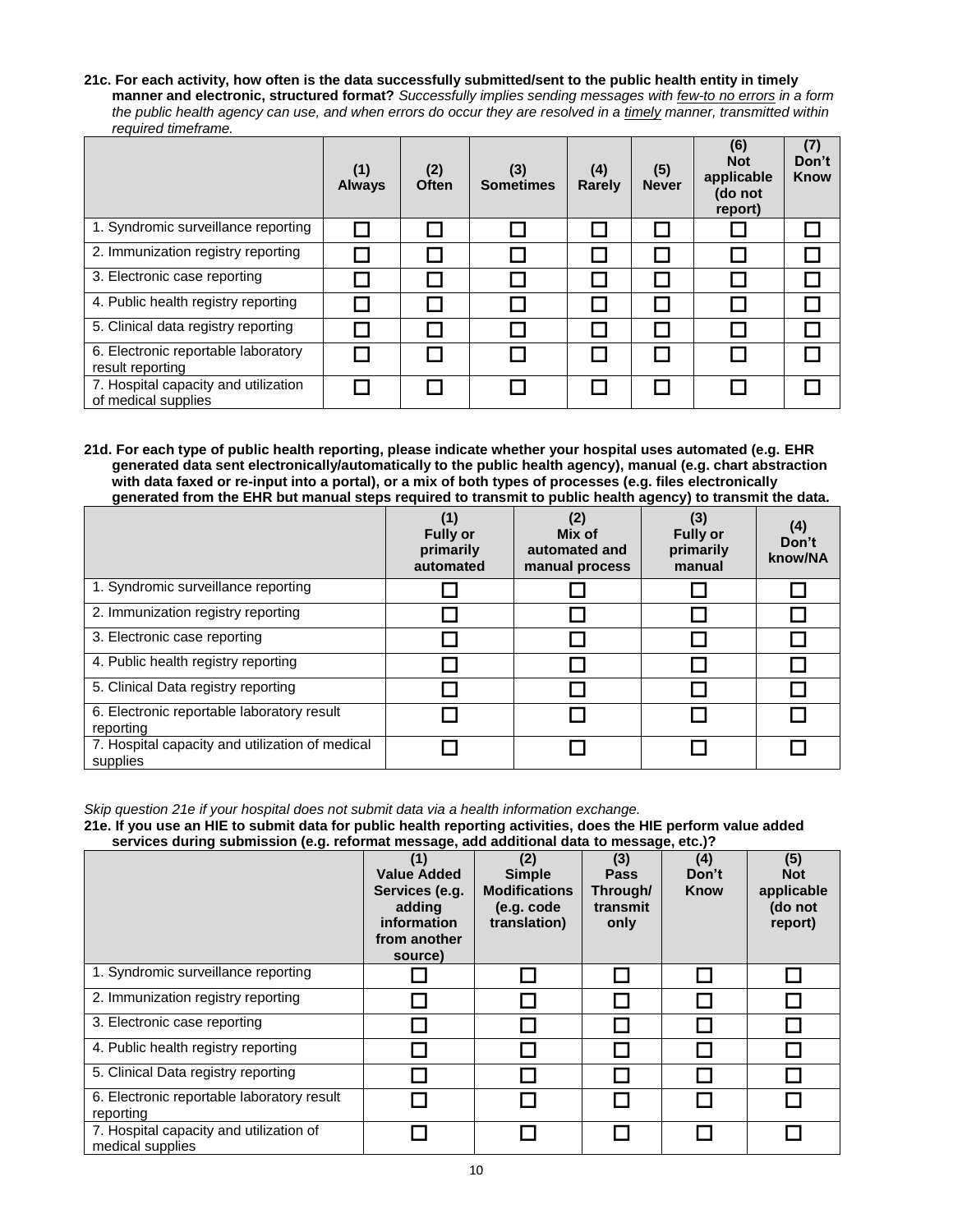**21c. For each activity, how often is the data successfully submitted/sent to the public health entity in timely manner and electronic, structured format?** *Successfully implies sending messages with few-to no errors in a form the public health agency can use, and when errors do occur they are resolved in a timely manner, transmitted within required timeframe.*

| | (1) Always | (2) Often | (3) Sometimes | (4) Rarely | (5) Never | (6) Not applicable (do not report) | (7) Don't Know |
|---|---|---|---|---|---|---|---|
| 1. Syndromic surveillance reporting | ☐ | ☐ | ☐ | ☐ | ☐ | ☐ | ☐ |
| 2. Immunization registry reporting | ☐ | ☐ | ☐ | ☐ | ☐ | ☐ | ☐ |
| 3. Electronic case reporting | ☐ | ☐ | ☐ | ☐ | ☐ | ☐ | ☐ |
| 4. Public health registry reporting | ☐ | ☐ | ☐ | ☐ | ☐ | ☐ | ☐ |
| 5. Clinical data registry reporting | ☐ | ☐ | ☐ | ☐ | ☐ | ☐ | ☐ |
| 6. Electronic reportable laboratory result reporting | ☐ | ☐ | ☐ | ☐ | ☐ | ☐ | ☐ |
| 7. Hospital capacity and utilization of medical supplies | ☐ | ☐ | ☐ | ☐ | ☐ | ☐ | ☐ |

**21d. For each type of public health reporting, please indicate whether your hospital uses automated (e.g. EHR generated data sent electronically/automatically to the public health agency), manual (e.g. chart abstraction with data faxed or re-input into a portal), or a mix of both types of processes (e.g. files electronically generated from the EHR but manual steps required to transmit to public health agency) to transmit the data.**

| | (1) Fully or primarily automated | (2) Mix of automated and manual process | (3) Fully or primarily manual | (4) Don't know/NA |
|---|---|---|---|---|
| 1. Syndromic surveillance reporting | ☐ | ☐ | ☐ | ☐ |
| 2. Immunization registry reporting | ☐ | ☐ | ☐ | ☐ |
| 3. Electronic case reporting | ☐ | ☐ | ☐ | ☐ |
| 4. Public health registry reporting | ☐ | ☐ | ☐ | ☐ |
| 5. Clinical Data registry reporting | ☐ | ☐ | ☐ | ☐ |
| 6. Electronic reportable laboratory result reporting | ☐ | ☐ | ☐ | ☐ |
| 7. Hospital capacity and utilization of medical supplies | ☐ | ☐ | ☐ | ☐ |

*Skip question 21e if your hospital does not submit data via a health information exchange.*

**21e. If you use an HIE to submit data for public health reporting activities, does the HIE perform value added services during submission (e.g. reformat message, add additional data to message, etc.)?**

| | (1) Value Added Services (e.g. adding information from another source) | (2) Simple Modifications (e.g. code translation) | (3) Pass Through/ transmit only | (4) Don't Know | (5) Not applicable (do not report) |
|---|---|---|---|---|---|
| 1. Syndromic surveillance reporting | ☐ | ☐ | ☐ | ☐ | ☐ |
| 2. Immunization registry reporting | ☐ | ☐ | ☐ | ☐ | ☐ |
| 3. Electronic case reporting | ☐ | ☐ | ☐ | ☐ | ☐ |
| 4. Public health registry reporting | ☐ | ☐ | ☐ | ☐ | ☐ |
| 5. Clinical Data registry reporting | ☐ | ☐ | ☐ | ☐ | ☐ |
| 6. Electronic reportable laboratory result reporting | ☐ | ☐ | ☐ | ☐ | ☐ |
| 7. Hospital capacity and utilization of medical supplies | ☐ | ☐ | ☐ | ☐ | ☐ |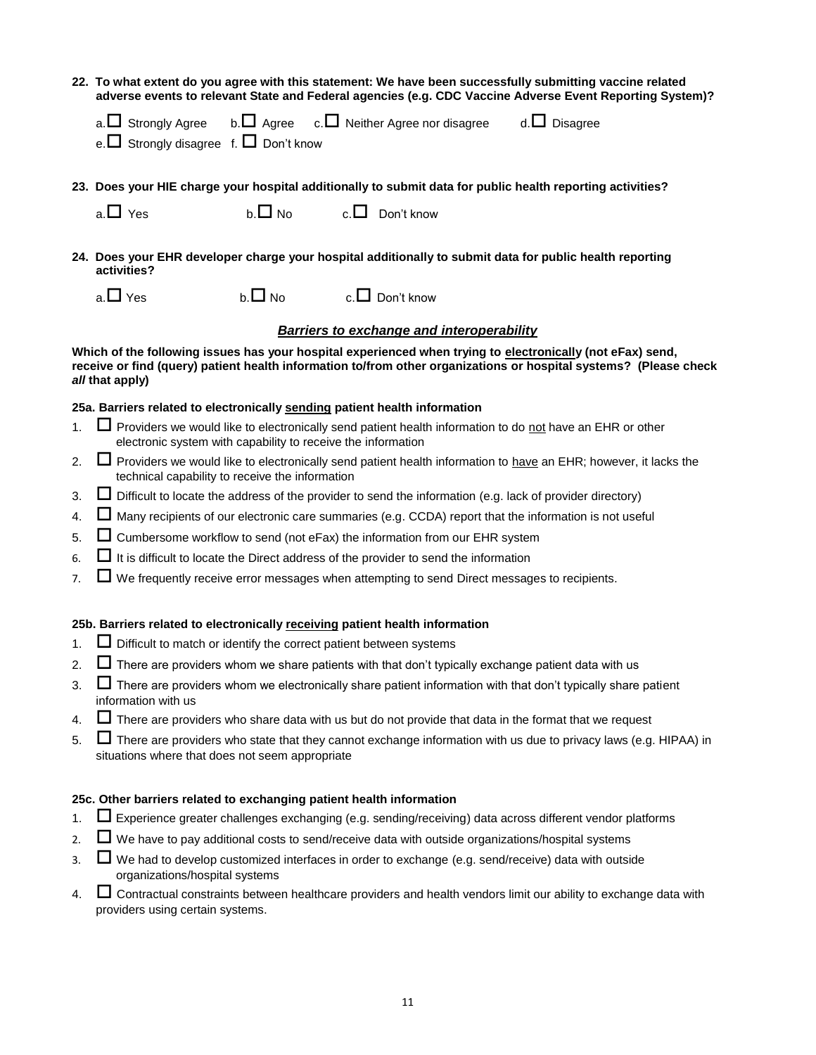**22. To what extent do you agree with this statement: We have been successfully submitting vaccine related adverse events to relevant State and Federal agencies (e.g. CDC Vaccine Adverse Event Reporting System)?**

a. ☐ Strongly Agree  b. ☐ Agree  c. ☐ Neither Agree nor disagree  d. ☐ Disagree
e. ☐ Strongly disagree  f. ☐ Don't know

**23. Does your HIE charge your hospital additionally to submit data for public health reporting activities?**

a. ☐ Yes  b. ☐ No  c. ☐ Don't know

**24. Does your EHR developer charge your hospital additionally to submit data for public health reporting activities?**

a. ☐ Yes  b. ☐ No  c. ☐ Don't know

## ***Barriers to exchange and interoperability***

**Which of the following issues has your hospital experienced when trying to electronically (not eFax) send, receive or find (query) patient health information to/from other organizations or hospital systems? (Please check *all* that apply)**

**25a. Barriers related to electronically sending patient health information**

1. ☐ Providers we would like to electronically send patient health information to do not have an EHR or other electronic system with capability to receive the information
2. ☐ Providers we would like to electronically send patient health information to have an EHR; however, it lacks the technical capability to receive the information
3. ☐ Difficult to locate the address of the provider to send the information (e.g. lack of provider directory)
4. ☐ Many recipients of our electronic care summaries (e.g. CCDA) report that the information is not useful
5. ☐ Cumbersome workflow to send (not eFax) the information from our EHR system
6. ☐ It is difficult to locate the Direct address of the provider to send the information
7. ☐ We frequently receive error messages when attempting to send Direct messages to recipients.

**25b. Barriers related to electronically receiving patient health information**

1. ☐ Difficult to match or identify the correct patient between systems
2. ☐ There are providers whom we share patients with that don't typically exchange patient data with us
3. ☐ There are providers whom we electronically share patient information with that don't typically share patient information with us
4. ☐ There are providers who share data with us but do not provide that data in the format that we request
5. ☐ There are providers who state that they cannot exchange information with us due to privacy laws (e.g. HIPAA) in situations where that does not seem appropriate

**25c. Other barriers related to exchanging patient health information**

1. ☐ Experience greater challenges exchanging (e.g. sending/receiving) data across different vendor platforms
2. ☐ We have to pay additional costs to send/receive data with outside organizations/hospital systems
3. ☐ We had to develop customized interfaces in order to exchange (e.g. send/receive) data with outside organizations/hospital systems
4. ☐ Contractual constraints between healthcare providers and health vendors limit our ability to exchange data with providers using certain systems.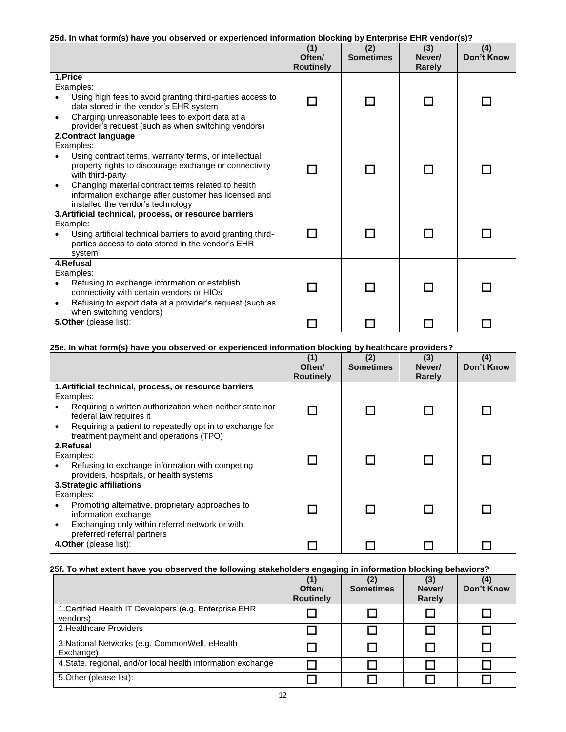**25d. In what form(s) have you observed or experienced information blocking by Enterprise EHR vendor(s)?**

| | (1) Often/ Routinely | (2) Sometimes | (3) Never/ Rarely | (4) Don't Know |
|---|---|---|---|---|
| **1.Price**<br>Examples:<br>• Using high fees to avoid granting third-parties access to data stored in the vendor's EHR system<br>• Charging unreasonable fees to export data at a provider's request (such as when switching vendors) | ☐ | ☐ | ☐ | ☐ |
| **2.Contract language**<br>Examples:<br>• Using contract terms, warranty terms, or intellectual property rights to discourage exchange or connectivity with third-party<br>• Changing material contract terms related to health information exchange after customer has licensed and installed the vendor's technology | ☐ | ☐ | ☐ | ☐ |
| **3.Artificial technical, process, or resource barriers**<br>Example:<br>• Using artificial technical barriers to avoid granting third-parties access to data stored in the vendor's EHR system | ☐ | ☐ | ☐ | ☐ |
| **4.Refusal**<br>Examples:<br>• Refusing to exchange information or establish connectivity with certain vendors or HIOs<br>• Refusing to export data at a provider's request (such as when switching vendors) | ☐ | ☐ | ☐ | ☐ |
| **5.Other** (please list): | ☐ | ☐ | ☐ | ☐ |

**25e. In what form(s) have you observed or experienced information blocking by healthcare providers?**

| | (1) Often/ Routinely | (2) Sometimes | (3) Never/ Rarely | (4) Don't Know |
|---|---|---|---|---|
| **1.Artificial technical, process, or resource barriers**<br>Examples:<br>• Requiring a written authorization when neither state nor federal law requires it<br>• Requiring a patient to repeatedly opt in to exchange for treatment payment and operations (TPO) | ☐ | ☐ | ☐ | ☐ |
| **2.Refusal**<br>Examples:<br>• Refusing to exchange information with competing providers, hospitals, or health systems | ☐ | ☐ | ☐ | ☐ |
| **3.Strategic affiliations**<br>Examples:<br>• Promoting alternative, proprietary approaches to information exchange<br>• Exchanging only within referral network or with preferred referral partners | ☐ | ☐ | ☐ | ☐ |
| **4.Other** (please list): | ☐ | ☐ | ☐ | ☐ |

**25f. To what extent have you observed the following stakeholders engaging in information blocking behaviors?**

| | (1) Often/ Routinely | (2) Sometimes | (3) Never/ Rarely | (4) Don't Know |
|---|---|---|---|---|
| 1.Certified Health IT Developers (e.g. Enterprise EHR vendors) | ☐ | ☐ | ☐ | ☐ |
| 2.Healthcare Providers | ☐ | ☐ | ☐ | ☐ |
| 3.National Networks (e.g. CommonWell, eHealth Exchange) | ☐ | ☐ | ☐ | ☐ |
| 4.State, regional, and/or local health information exchange | ☐ | ☐ | ☐ | ☐ |
| 5.Other (please list): | ☐ | ☐ | ☐ | ☐ |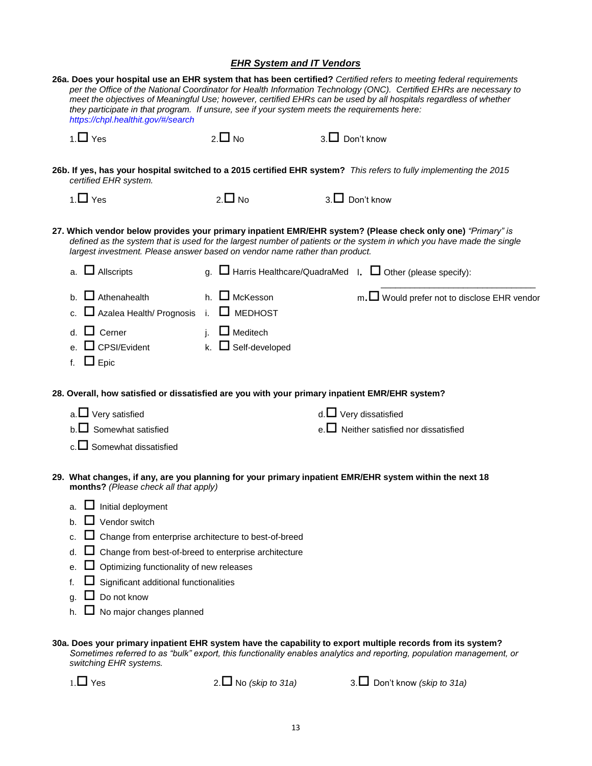## *EHR System and IT Vendors*

**26a. Does your hospital use an EHR system that has been certified?** *Certified refers to meeting federal requirements per the Office of the National Coordinator for Health Information Technology (ONC). Certified EHRs are necessary to meet the objectives of Meaningful Use; however, certified EHRs can be used by all hospitals regardless of whether they participate in that program. If unsure, see if your system meets the requirements here: https://chpl.healthit.gov/#/search*

1.☐ Yes     2.☐ No     3.☐ Don't know

**26b. If yes, has your hospital switched to a 2015 certified EHR system?** *This refers to fully implementing the 2015 certified EHR system.*

1.☐ Yes     2.☐ No     3.☐ Don't know

**27. Which vendor below provides your primary inpatient EMR/EHR system? (Please check only one)** *"Primary" is defined as the system that is used for the largest number of patients or the system in which you have made the single largest investment. Please answer based on vendor name rather than product.*

a. ☐ Allscripts
b. ☐ Athenahealth
c. ☐ Azalea Health/ Prognosis
d. ☐ Cerner
e. ☐ CPSI/Evident
f. ☐ Epic
g. ☐ Harris Healthcare/QuadraMed
h. ☐ McKesson
i. ☐ MEDHOST
j. ☐ Meditech
k. ☐ Self-developed
l. ☐ Other (please specify): ______________________________
m. ☐ Would prefer not to disclose EHR vendor

**28. Overall, how satisfied or dissatisfied are you with your primary inpatient EMR/EHR system?**

a.☐ Very satisfied
b.☐ Somewhat satisfied
c.☐ Somewhat dissatisfied
d.☐ Very dissatisfied
e.☐ Neither satisfied nor dissatisfied

**29. What changes, if any, are you planning for your primary inpatient EMR/EHR system within the next 18 months?** *(Please check all that apply)*

a. ☐ Initial deployment
b. ☐ Vendor switch
c. ☐ Change from enterprise architecture to best-of-breed
d. ☐ Change from best-of-breed to enterprise architecture
e. ☐ Optimizing functionality of new releases
f. ☐ Significant additional functionalities
g. ☐ Do not know
h. ☐ No major changes planned

**30a. Does your primary inpatient EHR system have the capability to export multiple records from its system?** *Sometimes referred to as "bulk" export, this functionality enables analytics and reporting, population management, or switching EHR systems.*

1.☐ Yes     2.☐ No *(skip to 31a)*     3.☐ Don't know *(skip to 31a)*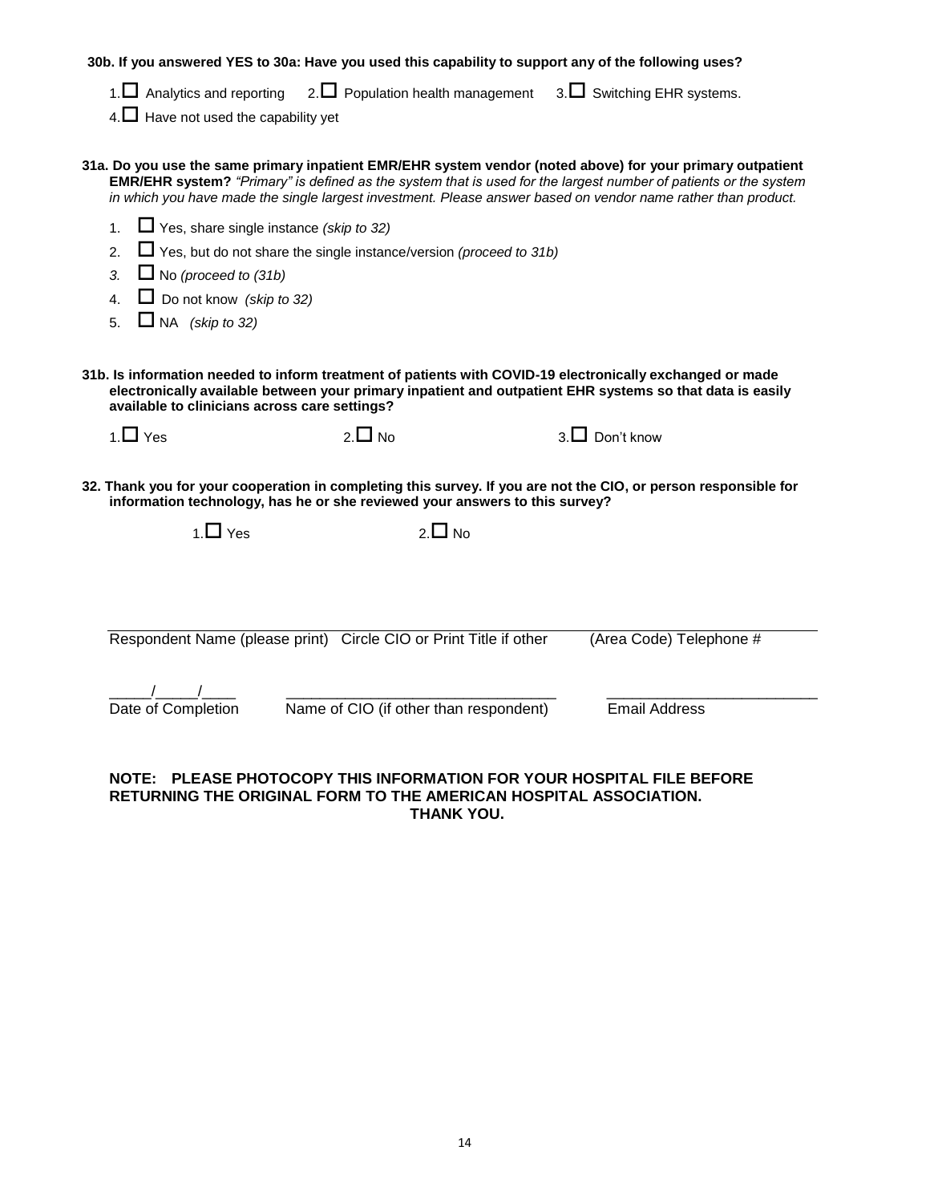**30b. If you answered YES to 30a: Have you used this capability to support any of the following uses?**

1.☐ Analytics and reporting  2.☐ Population health management  3.☐ Switching EHR systems.

4.☐ Have not used the capability yet

**31a. Do you use the same primary inpatient EMR/EHR system vendor (noted above) for your primary outpatient EMR/EHR system?** *"Primary" is defined as the system that is used for the largest number of patients or the system in which you have made the single largest investment. Please answer based on vendor name rather than product.*

1. ☐ Yes, share single instance *(skip to 32)*
2. ☐ Yes, but do not share the single instance/version *(proceed to 31b)*
3. ☐ No *(proceed to (31b)*
4. ☐ Do not know *(skip to 32)*
5. ☐ NA *(skip to 32)*

**31b. Is information needed to inform treatment of patients with COVID-19 electronically exchanged or made electronically available between your primary inpatient and outpatient EHR systems so that data is easily available to clinicians across care settings?**

1.☐ Yes  2.☐ No  3.☐ Don't know

**32. Thank you for your cooperation in completing this survey. If you are not the CIO, or person responsible for information technology, has he or she reviewed your answers to this survey?**

1.☐ Yes  2.☐ No

Respondent Name (please print)  Circle CIO or Print Title if other  (Area Code) Telephone #

_____/_____/____  ________________________________  ________________________

Date of Completion  Name of CIO (if other than respondent)  Email Address

**NOTE: PLEASE PHOTOCOPY THIS INFORMATION FOR YOUR HOSPITAL FILE BEFORE RETURNING THE ORIGINAL FORM TO THE AMERICAN HOSPITAL ASSOCIATION.**

**THANK YOU.**